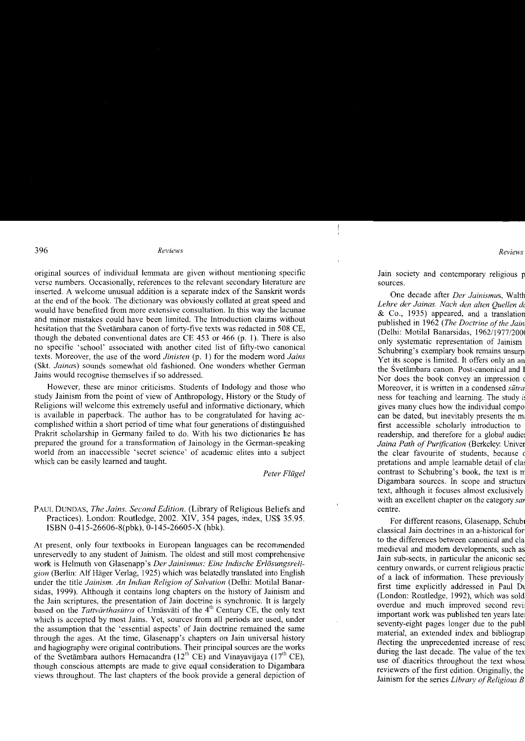original sources of individual lemmata are given without mentioning specific verse numbers. Occasionally, references to the relevant secondary literature are inserted. A welcome unusual addition is a separate index of the Sanskrit words at the end of the book. The dictionary was obviously collated at great speed and would have benefited from more extensive consultation. In this way the lacunae and minor mistakes could have been limited. The Introduction claims without hesitation that the Śvetāmbara canon of forty-five texts was redacted in 508 CE, though the debated conventional dates are CE 453 or 466 (p. 1). There is also no specific 'school' associated with another cited list of fifty-two canonical texts. Moreover, the use of the word *Jinisten* (p. 1) for the modern word *Jains* (Skt. *Jaina*s) sounds somewhat old fashioned. One wonders whether German Jains would recognise themselves if so addressed.

However, these are minor criticisms. Students of Indology and those who study Jainism from the point of view of Anthropology, History or the Study of Religions will welcome this extremely useful and informative dictionary, which is available in paperback. The author has to be congratulated for having accomplished within a short period of time what four generations of distinguished Prakrit scholarship in Germany failed to do. With his two dictionaries he has prepared the ground for a transformation of Jainology in the German-speaking world from an inaccessible 'secret science' of academic elites into a subject which can be easily learned and taught.

*Peter Flügel*

PAUL DUNDAS, *The Jains. Second Edition.* (Library of Religious Beliefs and Practices). London: Routledge, 2002. XIV, 354 pages, index, US$ 35.95. ISBN 0-415-26606-8(pbk), 0-145-26605-X (hbk).

At present, only four textbooks in European languages can be recommended unreservedly to any student of Jainism. The oldest and still most comprehensive work is Helmuth von Glasenapp's *Der Jainismus: Eine Indische Erlösungsreligion* (Berlin: Alf Häger Verlag, 1925) which was belatedly translated into English under the title *Jainism. An Indian Religion of Salvation* (Delhi: Motilal Banarsidas, 1999). Although it contains long chapters on the history of Jainism and the Jain scriptures, the presentation of Jain doctrine is synchronic. It is largely based on the *Tattvārthasūtra* of Umāsvāti of the 4th Century CE, the only text which is accepted by most Jains. Yet, sources from all periods are used, under the assumption that the 'essential aspects' of Jain doctrine remained the same through the ages. At the time, Glasenapp's chapters on Jain universal history and hagiography were original contributions. Their principal sources are the works of the Śvetāmbara authors Hemacandra (12th CE) and Vinayavijaya (17th CE), though conscious attempts are made to give equal consideration to Digambara views throughout. The last chapters of the book provide a general depiction of Jain society and contemporary religious p sources.

One decade after *Der Jainismus*, Walth *Lehre der Jainas. Nach den alten Quellen d* & Co., 1935) appeared, and a translation published in 1962 (*The Doctrine of the Jain* (Delhi: Motilal Banarsidas, 1962/1977/200 only systematic representation of Jainism Schubring's exemplary book remains unsurp Yet its scope is limited. It offers only an an the Śvetāmbara canon. Post-canonical and I Nor does the book convey an impression Moreover, it is written in a condensed *sūtra* ness for teaching and learning. The study is gives many clues how the individual compo can be dated, but inevitably presents the m first accessible scholarly introduction to readership, and therefore for a global audie *Jaina Path of Purification* (Berkeley: Univer the clear favourite of students, because pretations and ample learnable detail of cla contrast to Schubring's book, the text is m Digambara sources. In scope and structur text, although it focuses almost exclusively with an excellent chapter on the category *sar* centre.

For different reasons, Glasenapp, Schub classical Jain doctrines in an a-historical for to the differences between canonical and cla medieval and modern developments, such as Jain sub-sects, in particular the aniconic sec century onwards, or current religious practic of a lack of information. These previously first time explicitly addressed in Paul D (London: Routledge, 1992), which was sold overdue and much improved second revi important work was published ten years late seventy-eight pages longer due to the publ material, an extended index and bibliograp flecting the unprecedented increase of res during the last decade. The value of the tex use of diacritics throughout the text whos reviewers of the first edition. Originally, the Jainism for the series *Library of Religious B*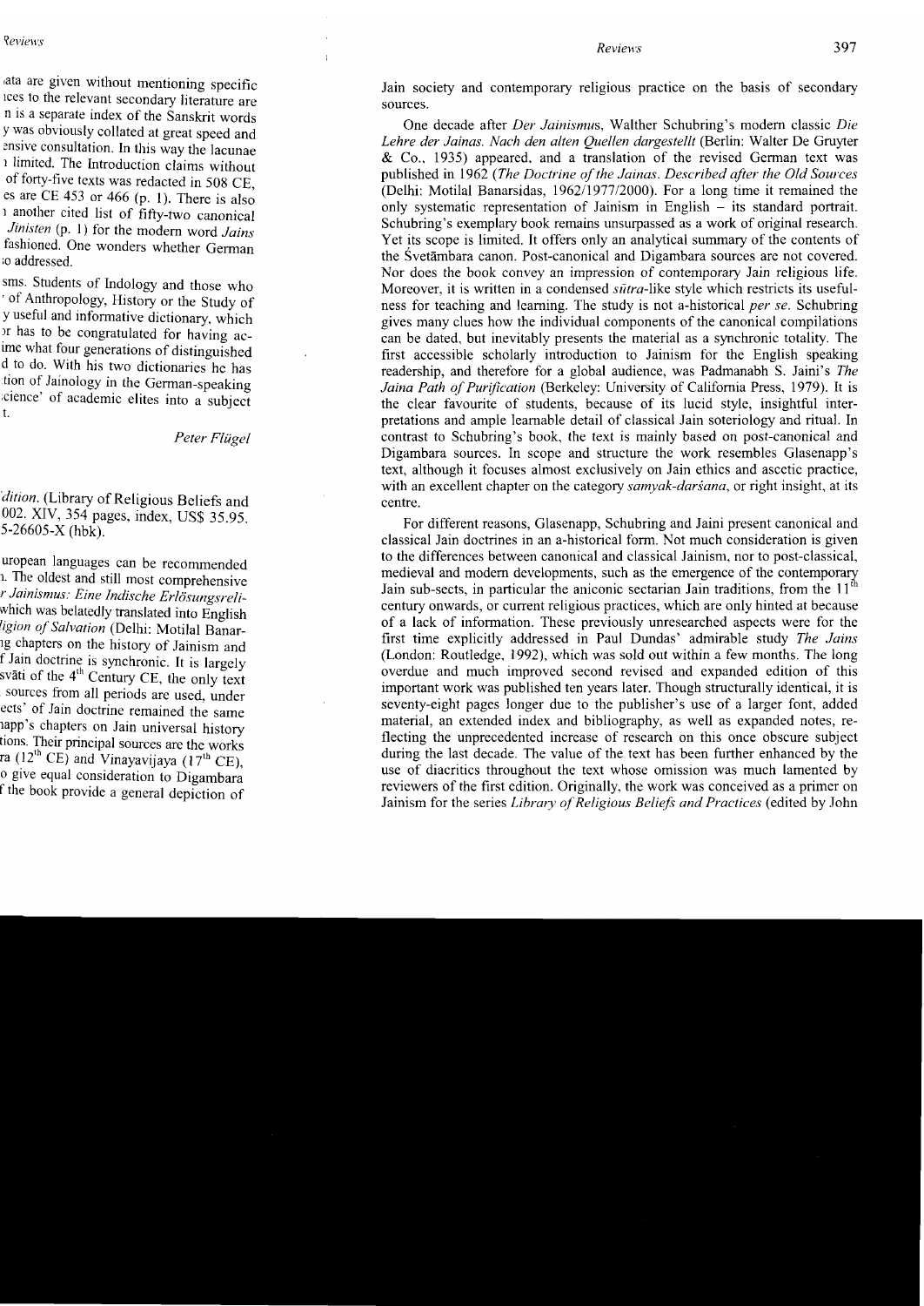Jain society and contemporary religious practice on the basis of secondary sources.

One decade after *Der Jainismus*, Walther Schubring's modern classic *Die Lehre der Jainas. Nach den alten Quellen dargestellt* (Berlin: Walter De Gruyter & Co., 1935) appeared, and a translation of the revised German text was published in 1962 (*The Doctrine of the Jainas. Described after the Old Sources* (Delhi: Motilal Banarsidas, 1962/1977/2000). For a long time it remained the only systematic representation of Jainism in English – its standard portrait. Schubring's exemplary book remains unsurpassed as a work of original research. Yet its scope is limited. It offers only an analytical summary of the contents of the Śvetāmbara canon. Post-canonical and Digambara sources are not covered. Nor does the book convey an impression of contemporary Jain religious life. Moreover, it is written in a condensed *sūtra*-like style which restricts its usefulness for teaching and learning. The study is not a-historical *per se*. Schubring gives many clues how the individual components of the canonical compilations can be dated, but inevitably presents the material as a synchronic totality. The first accessible scholarly introduction to Jainism for the English speaking readership, and therefore for a global audience, was Padmanabh S. Jaini's *The Jaina Path of Purification* (Berkeley: University of California Press, 1979). It is the clear favourite of students, because of its lucid style, insightful interpretations and ample learnable detail of classical Jain soteriology and ritual. In contrast to Schubring's book, the text is mainly based on post-canonical and Digambara sources. In scope and structure the work resembles Glasenapp's text, although it focuses almost exclusively on Jain ethics and ascetic practice, with an excellent chapter on the category *samyak-darśana*, or right insight, at its centre.

For different reasons, Glasenapp, Schubring and Jaini present canonical and classical Jain doctrines in an a-historical form. Not much consideration is given to the differences between canonical and classical Jainism, nor to post-classical, medieval and modern developments, such as the emergence of the contemporary Jain sub-sects, in particular the aniconic sectarian Jain traditions, from the 11th century onwards, or current religious practices, which are only hinted at because of a lack of information. These previously unresearched aspects were for the first time explicitly addressed in Paul Dundas' admirable study *The Jains* (London: Routledge, 1992), which was sold out within a few months. The long overdue and much improved second revised and expanded edition of this important work was published ten years later. Though structurally identical, it is seventy-eight pages longer due to the publisher's use of a larger font, added material, an extended index and bibliography, as well as expanded notes, reflecting the unprecedented increase of research on this once obscure subject during the last decade. The value of the text has been further enhanced by the use of diacritics throughout the text whose omission was much lamented by reviewers of the first edition. Originally, the work was conceived as a primer on Jainism for the series *Library of Religious Beliefs and Practices* (edited by John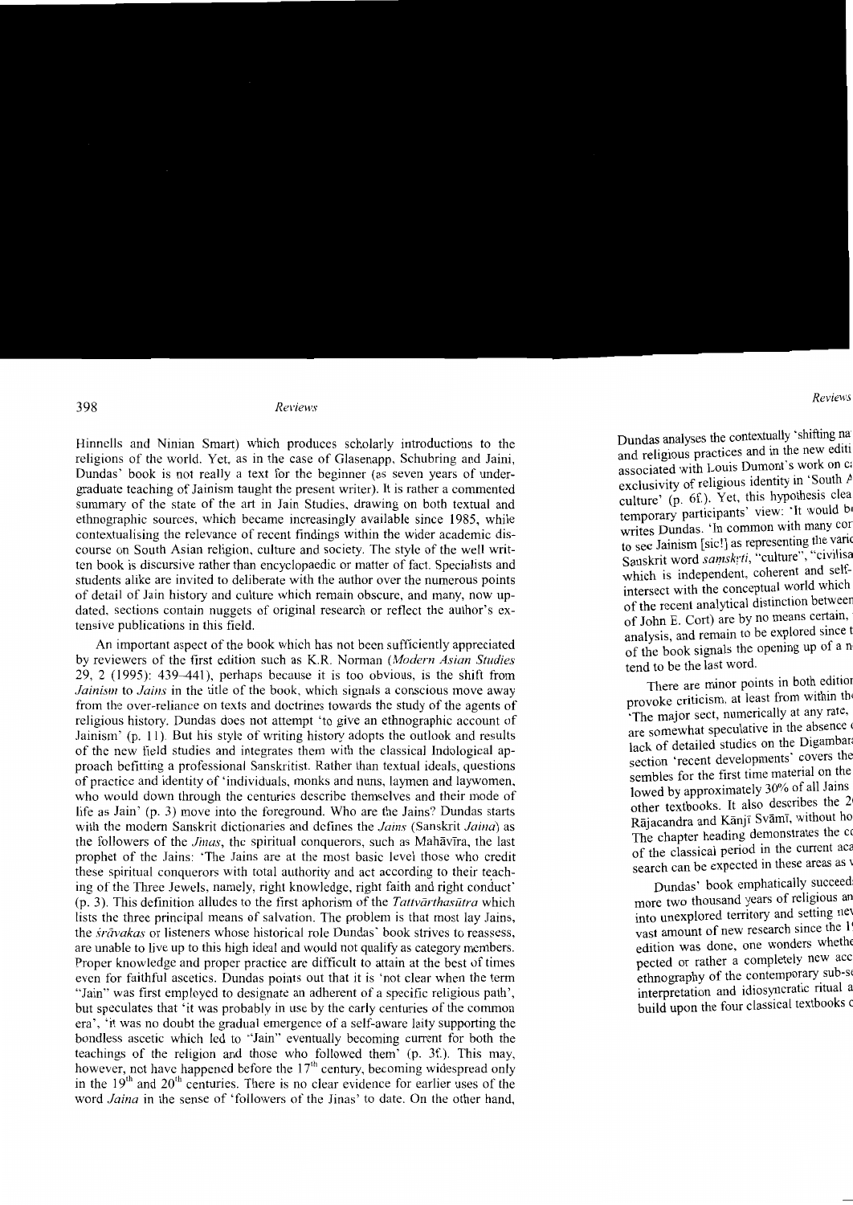Hinnells and Ninian Smart) which produces scholarly introductions to the religions of the world. Yet, as in the case of Glasenapp, Schubring and Jaini, Dundas' book is not really a text for the beginner (as seven years of undergraduate teaching of Jainism taught the present writer). It is rather a commented summary of the state of the art in Jain Studies, drawing on both textual and ethnographic sources, which became increasingly available since 1985, while contextualising the relevance of recent findings within the wider academic discourse on South Asian religion, culture and society. The style of the well written book is discursive rather than encyclopaedic or matter of fact. Specialists and students alike are invited to deliberate with the author over the numerous points of detail of Jain history and culture which remain obscure, and many, now updated, sections contain nuggets of original research or reflect the author's extensive publications in this field.

An important aspect of the book which has not been sufficiently appreciated by reviewers of the first edition such as K.R. Norman (*Modern Asian Studies* 29, 2 (1995): 439–441), perhaps because it is too obvious, is the shift from *Jainism* to *Jains* in the title of the book, which signals a conscious move away from the over-reliance on texts and doctrines towards the study of the agents of religious history. Dundas does not attempt 'to give an ethnographic account of Jainism' (p. 11). But his style of writing history adopts the outlook and results of the new field studies and integrates them with the classical Indological approach befitting a professional Sanskritist. Rather than textual ideals, questions of practice and identity of 'individuals, monks and nuns, laymen and laywomen, who would down through the centuries describe themselves and their mode of life as Jain' (p. 3) move into the foreground. Who are the Jains? Dundas starts with the modern Sanskrit dictionaries and defines the *Jains* (Sanskrit *Jaina*) as the followers of the *Jinas*, the spiritual conquerors, such as Mahāvīra, the last prophet of the Jains: 'The Jains are at the most basic level those who credit these spiritual conquerors with total authority and act according to their teaching of the Three Jewels, namely, right knowledge, right faith and right conduct' (p. 3). This definition alludes to the first aphorism of the *Tattvārthasūtra* which lists the three principal means of salvation. The problem is that most lay Jains, the *śrāvakas* or listeners whose historical role Dundas' book strives to reassess, are unable to live up to this high ideal and would not qualify as category members. Proper knowledge and proper practice are difficult to attain at the best of times even for faithful ascetics. Dundas points out that it is 'not clear when the term "Jain" was first employed to designate an adherent of a specific religious path', but speculates that 'it was probably in use by the early centuries of the common era', 'it was no doubt the gradual emergence of a self-aware laity supporting the bondless ascetic which led to "Jain" eventually becoming current for both the teachings of the religion and those who followed them' (p. 3f.). This may, however, not have happened before the 17th century, becoming widespread only in the 19th and 20th centuries. There is no clear evidence for earlier uses of the word *Jaina* in the sense of 'followers of the Jinas' to date. On the other hand,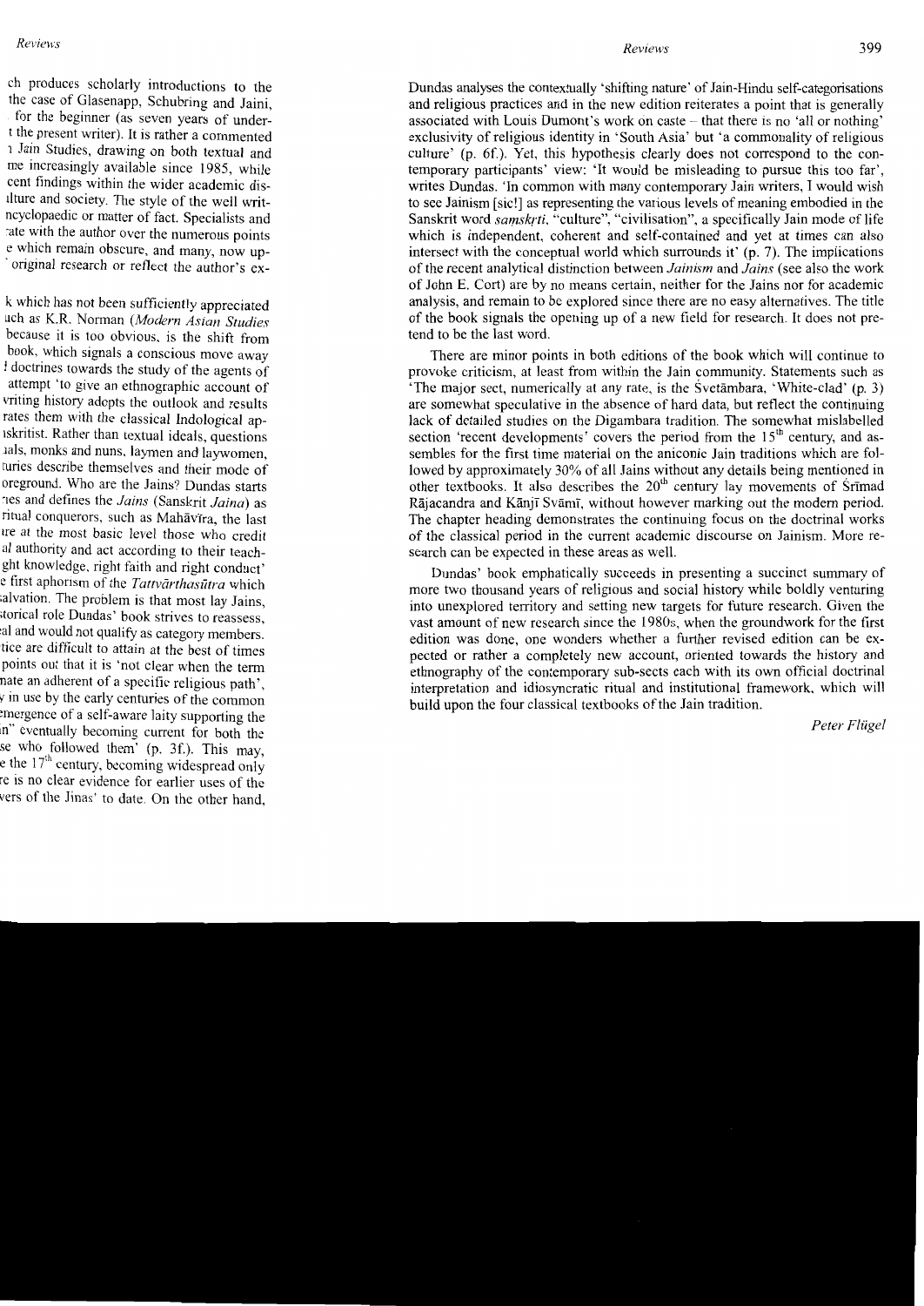Dundas analyses the contextually 'shifting nature' of Jain-Hindu self-categorisations and religious practices and in the new edition reiterates a point that is generally associated with Louis Dumont's work on caste – that there is no 'all or nothing' exclusivity of religious identity in 'South Asia' but 'a commonality of religious culture' (p. 6f.). Yet, this hypothesis clearly does not correspond to the contemporary participants' view: 'It would be misleading to pursue this too far', writes Dundas. 'In common with many contemporary Jain writers, I would wish to see Jainism [sic!] as representing the various levels of meaning embodied in the Sanskrit word *saṃskṛti*, "culture", "civilisation", a specifically Jain mode of life which is independent, coherent and self-contained and yet at times can also intersect with the conceptual world which surrounds it' (p. 7). The implications of the recent analytical distinction between *Jainism* and *Jains* (see also the work of John E. Cort) are by no means certain, neither for the Jains nor for academic analysis, and remain to be explored since there are no easy alternatives. The title of the book signals the opening up of a new field for research. It does not pretend to be the last word.

There are minor points in both editions of the book which will continue to provoke criticism, at least from within the Jain community. Statements such as 'The major sect, numerically at any rate, is the Śvetāmbara, 'White-clad' (p. 3) are somewhat speculative in the absence of hard data, but reflect the continuing lack of detailed studies on the Digambara tradition. The somewhat mislabelled section 'recent developments' covers the period from the 15[th] century, and assembles for the first time material on the aniconic Jain traditions which are followed by approximately 30% of all Jains without any details being mentioned in other textbooks. It also describes the 20[th] century lay movements of Śrīmad Rājacandra and Kānjī Svāmī, without however marking out the modern period. The chapter heading demonstrates the continuing focus on the doctrinal works of the classical period in the current academic discourse on Jainism. More research can be expected in these areas as well.

Dundas' book emphatically succeeds in presenting a succinct summary of more two thousand years of religious and social history while boldly venturing into unexplored territory and setting new targets for future research. Given the vast amount of new research since the 1980s, when the groundwork for the first edition was done, one wonders whether a further revised edition can be expected or rather a completely new account, oriented towards the history and ethnography of the contemporary sub-sects each with its own official doctrinal interpretation and idiosyncratic ritual and institutional framework, which will build upon the four classical textbooks of the Jain tradition.

*Peter Flügel*